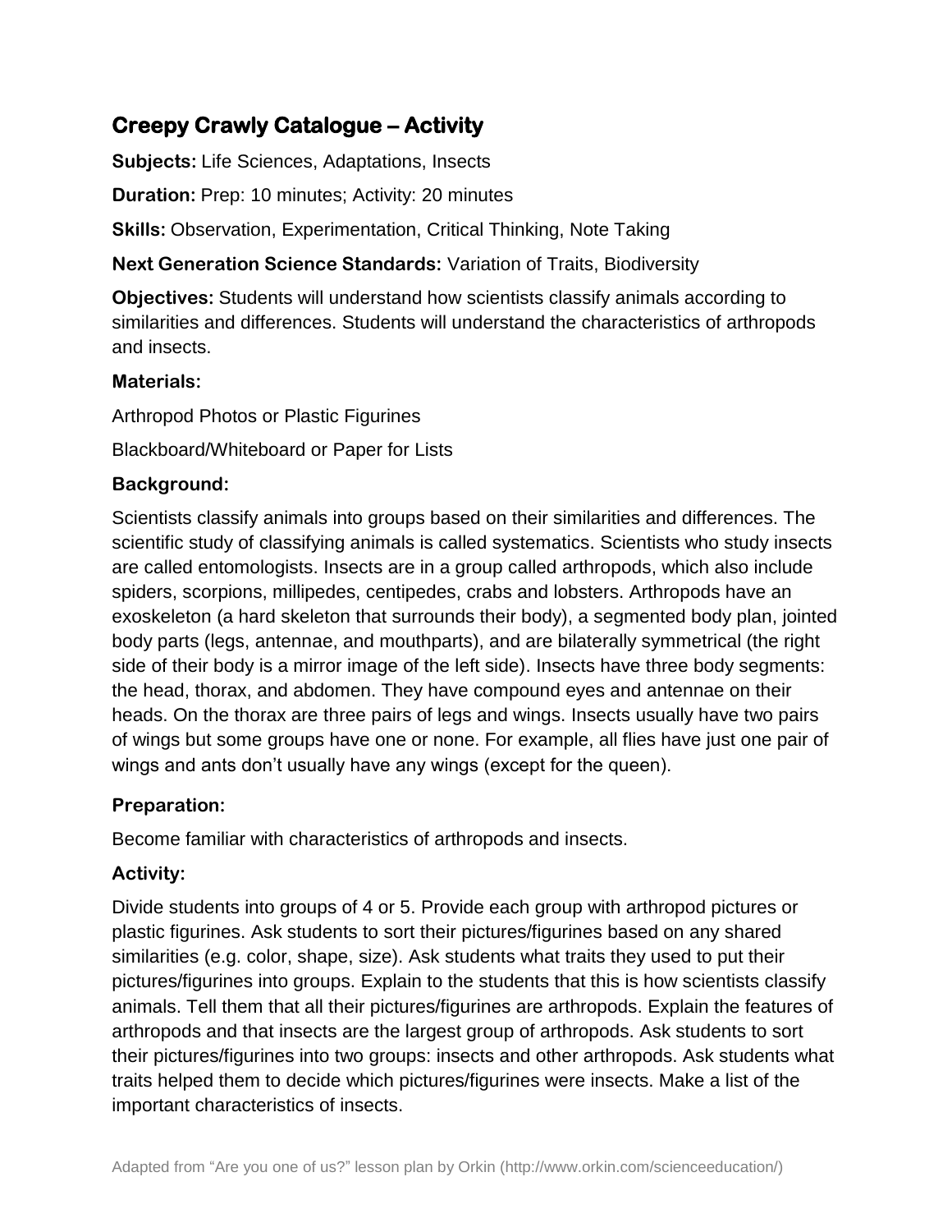# Creepy Crawly Catalogue – Activity

**Subjects:** Life Sciences, Adaptations, Insects

**Duration:** Prep: 10 minutes; Activity: 20 minutes

**Skills:** Observation, Experimentation, Critical Thinking, Note Taking

**Next Generation Science Standards:** Variation of Traits, Biodiversity

**Objectives:** Students will understand how scientists classify animals according to similarities and differences. Students will understand the characteristics of arthropods and insects.

### Materials:

Arthropod Photos or Plastic Figurines

Blackboard/Whiteboard or Paper for Lists

### Background:

Scientists classify animals into groups based on their similarities and differences. The scientific study of classifying animals is called systematics. Scientists who study insects are called entomologists. Insects are in a group called arthropods, which also include spiders, scorpions, millipedes, centipedes, crabs and lobsters. Arthropods have an exoskeleton (a hard skeleton that surrounds their body), a segmented body plan, jointed body parts (legs, antennae, and mouthparts), and are bilaterally symmetrical (the right side of their body is a mirror image of the left side). Insects have three body segments: the head, thorax, and abdomen. They have compound eyes and antennae on their heads. On the thorax are three pairs of legs and wings. Insects usually have two pairs of wings but some groups have one or none. For example, all flies have just one pair of wings and ants don't usually have any wings (except for the queen).

### Preparation:

Become familiar with characteristics of arthropods and insects.

### Activity:

Divide students into groups of 4 or 5. Provide each group with arthropod pictures or plastic figurines. Ask students to sort their pictures/figurines based on any shared similarities (e.g. color, shape, size). Ask students what traits they used to put their pictures/figurines into groups. Explain to the students that this is how scientists classify animals. Tell them that all their pictures/figurines are arthropods. Explain the features of arthropods and that insects are the largest group of arthropods. Ask students to sort their pictures/figurines into two groups: insects and other arthropods. Ask students what traits helped them to decide which pictures/figurines were insects. Make a list of the important characteristics of insects.

Adapted from "Are you one of us?" lesson plan by Orkin (http://www.orkin.com/scienceeducation/)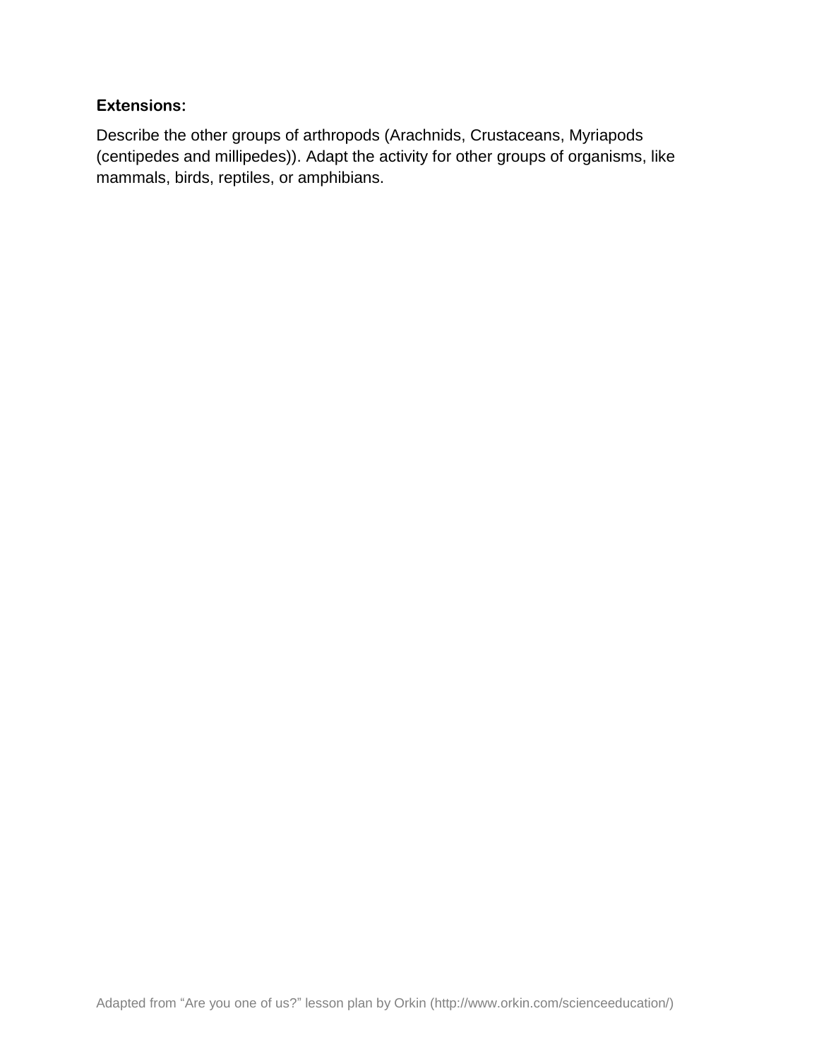**Extensions:**

Describe the other groups of arthropods (Arachnids, Crustaceans, Myriapods (centipedes and millipedes)). Adapt the activity for other groups of organisms, like mammals, birds, reptiles, or amphibians.

Adapted from “Are you one of us?” lesson plan by Orkin (http://www.orkin.com/scienceeducation/)